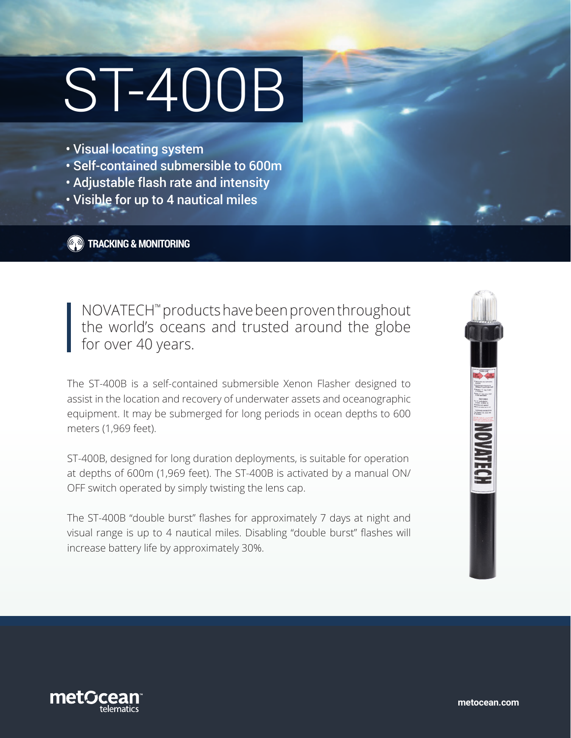# ST-400B

- Visual locating system
- Self-contained submersible to 600m
- Adjustable flash rate and intensity
- Visible for up to 4 nautical miles

**TRACKING & MONITORING**

NOVATECH™ products have been proven throughout the world's oceans and trusted around the globe for over 40 years.

The ST-400B is a self-contained submersible Xenon Flasher designed to assist in the location and recovery of underwater assets and oceanographic equipment. It may be submerged for long periods in ocean depths to 600 meters (1,969 feet).

ST-400B, designed for long duration deployments, is suitable for operation at depths of 600m (1,969 feet). The ST-400B is activated by a manual ON/OFF switch operated by simply twisting the lens cap.

The ST-400B "double burst" flashes for approximately 7 days at night and visual range is up to 4 nautical miles. Disabling "double burst" flashes will increase battery life by approximately 30%.

metOcean telematics

metocean.com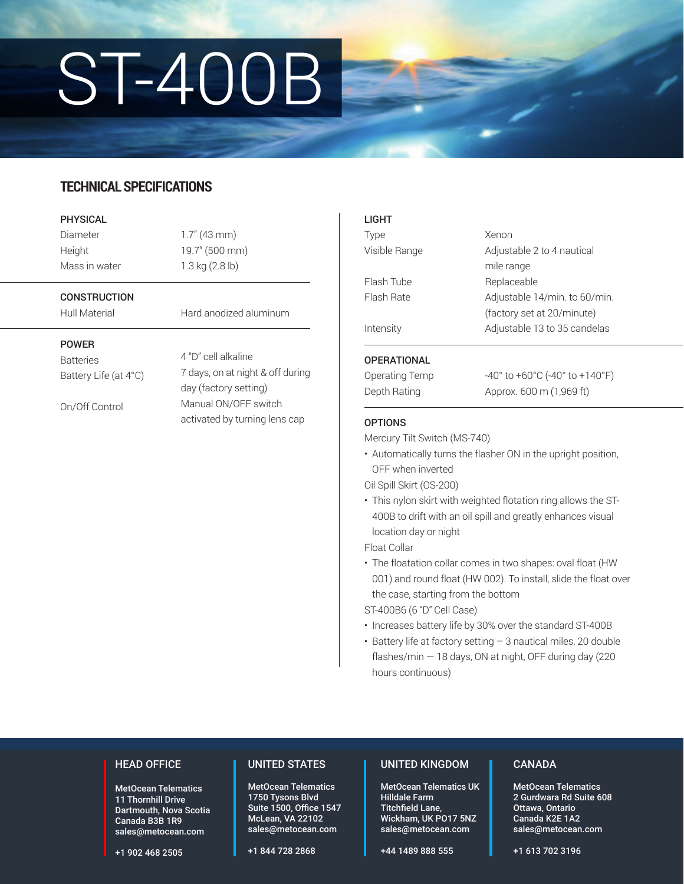# ST-400B

## TECHNICAL SPECIFICATIONS

### PHYSICAL

| | |
|---|---|
| Diameter | 1.7" (43 mm) |
| Height | 19.7" (500 mm) |
| Mass in water | 1.3 kg (2.8 lb) |

### CONSTRUCTION

| | |
|---|---|
| Hull Material | Hard anodized aluminum |

### POWER

| | |
|---|---|
| Batteries | 4 "D" cell alkaline |
| Battery Life (at 4°C) | 7 days, on at night & off during day (factory setting) |
| On/Off Control | Manual ON/OFF switch activated by turning lens cap |

### LIGHT

| | |
|---|---|
| Type | Xenon |
| Visible Range | Adjustable 2 to 4 nautical mile range |
| Flash Tube | Replaceable |
| Flash Rate | Adjustable 14/min. to 60/min. (factory set at 20/minute) |
| Intensity | Adjustable 13 to 35 candelas |

### OPERATIONAL

| | |
|---|---|
| Operating Temp | -40° to +60°C (-40° to +140°F) |
| Depth Rating | Approx. 600 m (1,969 ft) |

### OPTIONS

Mercury Tilt Switch (MS-740)

- Automatically turns the flasher ON in the upright position, OFF when inverted

Oil Spill Skirt (OS-200)

- This nylon skirt with weighted flotation ring allows the ST-400B to drift with an oil spill and greatly enhances visual location day or night

Float Collar

- The floatation collar comes in two shapes: oval float (HW 001) and round float (HW 002). To install, slide the float over the case, starting from the bottom

ST-400B6 (6 "D" Cell Case)

- Increases battery life by 30% over the standard ST-400B
- Battery life at factory setting – 3 nautical miles, 20 double flashes/min — 18 days, ON at night, OFF during day (220 hours continuous)

---

**HEAD OFFICE**

**MetOcean Telematics**
**11 Thornhill Drive**
**Dartmouth, Nova Scotia**
**Canada B3B 1R9**
**sales@metocean.com**

**+1 902 468 2505**

**UNITED STATES**

**MetOcean Telematics**
**1750 Tysons Blvd**
**Suite 1500, Office 1547**
**McLean, VA 22102**
**sales@metocean.com**

**+1 844 728 2868**

**UNITED KINGDOM**

**MetOcean Telematics UK**
**Hilldale Farm**
**Titchfield Lane,**
**Wickham, UK PO17 5NZ**
**sales@metocean.com**

**+44 1489 888 555**

**CANADA**

**MetOcean Telematics**
**2 Gurdwara Rd Suite 608**
**Ottawa, Ontario**
**Canada K2E 1A2**
**sales@metocean.com**

**+1 613 702 3196**